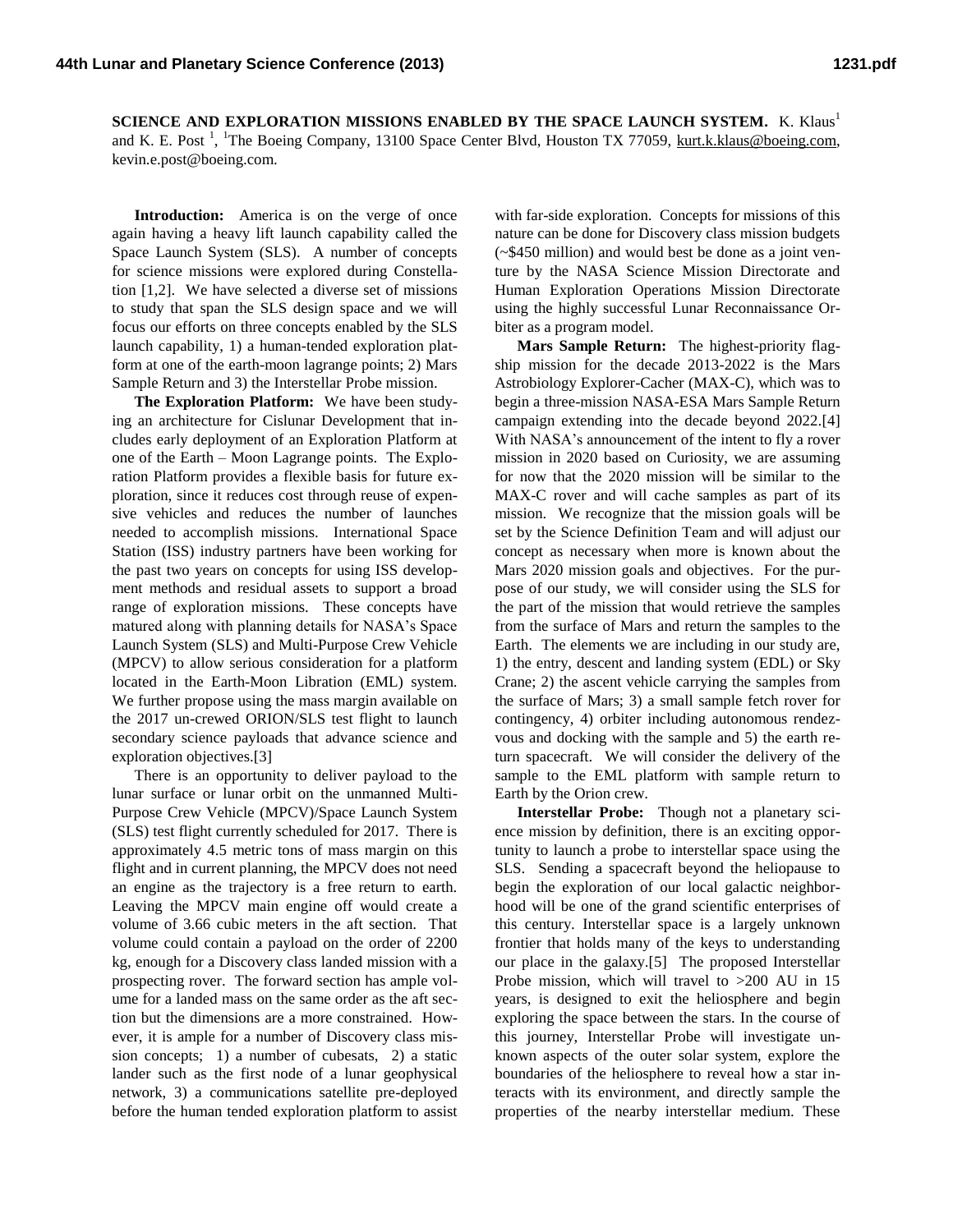**SCIENCE AND EXPLORATION MISSIONS ENABLED BY THE SPACE LAUNCH SYSTEM.** K. Klaus[1] and K. E. Post [1], [1]The Boeing Company, 13100 Space Center Blvd, Houston TX 77059, kurt.k.klaus@boeing.com, kevin.e.post@boeing.com.

**Introduction:** America is on the verge of once again having a heavy lift launch capability called the Space Launch System (SLS). A number of concepts for science missions were explored during Constellation [1,2]. We have selected a diverse set of missions to study that span the SLS design space and we will focus our efforts on three concepts enabled by the SLS launch capability, 1) a human-tended exploration platform at one of the earth-moon lagrange points; 2) Mars Sample Return and 3) the Interstellar Probe mission.

**The Exploration Platform:** We have been studying an architecture for Cislunar Development that includes early deployment of an Exploration Platform at one of the Earth – Moon Lagrange points. The Exploration Platform provides a flexible basis for future exploration, since it reduces cost through reuse of expensive vehicles and reduces the number of launches needed to accomplish missions. International Space Station (ISS) industry partners have been working for the past two years on concepts for using ISS development methods and residual assets to support a broad range of exploration missions. These concepts have matured along with planning details for NASA's Space Launch System (SLS) and Multi-Purpose Crew Vehicle (MPCV) to allow serious consideration for a platform located in the Earth-Moon Libration (EML) system. We further propose using the mass margin available on the 2017 un-crewed ORION/SLS test flight to launch secondary science payloads that advance science and exploration objectives.[3]

There is an opportunity to deliver payload to the lunar surface or lunar orbit on the unmanned Multi-Purpose Crew Vehicle (MPCV)/Space Launch System (SLS) test flight currently scheduled for 2017. There is approximately 4.5 metric tons of mass margin on this flight and in current planning, the MPCV does not need an engine as the trajectory is a free return to earth. Leaving the MPCV main engine off would create a volume of 3.66 cubic meters in the aft section. That volume could contain a payload on the order of 2200 kg, enough for a Discovery class landed mission with a prospecting rover. The forward section has ample volume for a landed mass on the same order as the aft section but the dimensions are a more constrained. However, it is ample for a number of Discovery class mission concepts; 1) a number of cubesats, 2) a static lander such as the first node of a lunar geophysical network, 3) a communications satellite pre-deployed before the human tended exploration platform to assist with far-side exploration. Concepts for missions of this nature can be done for Discovery class mission budgets (~$450 million) and would best be done as a joint venture by the NASA Science Mission Directorate and Human Exploration Operations Mission Directorate using the highly successful Lunar Reconnaissance Orbiter as a program model.

**Mars Sample Return:** The highest-priority flagship mission for the decade 2013-2022 is the Mars Astrobiology Explorer-Cacher (MAX-C), which was to begin a three-mission NASA-ESA Mars Sample Return campaign extending into the decade beyond 2022.[4] With NASA's announcement of the intent to fly a rover mission in 2020 based on Curiosity, we are assuming for now that the 2020 mission will be similar to the MAX-C rover and will cache samples as part of its mission. We recognize that the mission goals will be set by the Science Definition Team and will adjust our concept as necessary when more is known about the Mars 2020 mission goals and objectives. For the purpose of our study, we will consider using the SLS for the part of the mission that would retrieve the samples from the surface of Mars and return the samples to the Earth. The elements we are including in our study are, 1) the entry, descent and landing system (EDL) or Sky Crane; 2) the ascent vehicle carrying the samples from the surface of Mars; 3) a small sample fetch rover for contingency, 4) orbiter including autonomous rendezvous and docking with the sample and 5) the earth return spacecraft. We will consider the delivery of the sample to the EML platform with sample return to Earth by the Orion crew.

**Interstellar Probe:** Though not a planetary science mission by definition, there is an exciting opportunity to launch a probe to interstellar space using the SLS. Sending a spacecraft beyond the heliopause to begin the exploration of our local galactic neighborhood will be one of the grand scientific enterprises of this century. Interstellar space is a largely unknown frontier that holds many of the keys to understanding our place in the galaxy.[5] The proposed Interstellar Probe mission, which will travel to >200 AU in 15 years, is designed to exit the heliosphere and begin exploring the space between the stars. In the course of this journey, Interstellar Probe will investigate unknown aspects of the outer solar system, explore the boundaries of the heliosphere to reveal how a star interacts with its environment, and directly sample the properties of the nearby interstellar medium. These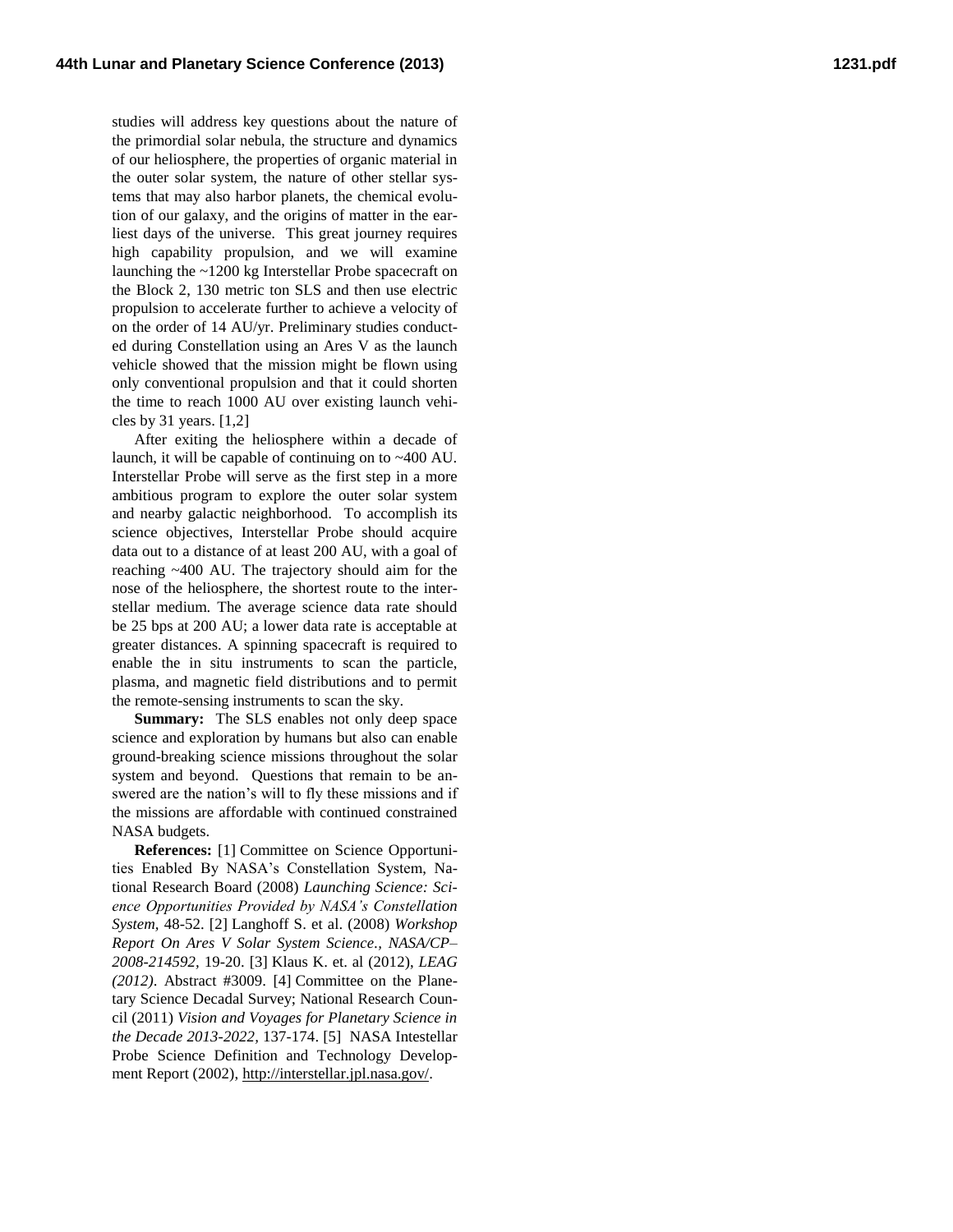studies will address key questions about the nature of the primordial solar nebula, the structure and dynamics of our heliosphere, the properties of organic material in the outer solar system, the nature of other stellar systems that may also harbor planets, the chemical evolution of our galaxy, and the origins of matter in the earliest days of the universe. This great journey requires high capability propulsion, and we will examine launching the ~1200 kg Interstellar Probe spacecraft on the Block 2, 130 metric ton SLS and then use electric propulsion to accelerate further to achieve a velocity of on the order of 14 AU/yr. Preliminary studies conducted during Constellation using an Ares V as the launch vehicle showed that the mission might be flown using only conventional propulsion and that it could shorten the time to reach 1000 AU over existing launch vehicles by 31 years. [1,2]

After exiting the heliosphere within a decade of launch, it will be capable of continuing on to ~400 AU. Interstellar Probe will serve as the first step in a more ambitious program to explore the outer solar system and nearby galactic neighborhood. To accomplish its science objectives, Interstellar Probe should acquire data out to a distance of at least 200 AU, with a goal of reaching ~400 AU. The trajectory should aim for the nose of the heliosphere, the shortest route to the interstellar medium. The average science data rate should be 25 bps at 200 AU; a lower data rate is acceptable at greater distances. A spinning spacecraft is required to enable the in situ instruments to scan the particle, plasma, and magnetic field distributions and to permit the remote-sensing instruments to scan the sky.

**Summary:** The SLS enables not only deep space science and exploration by humans but also can enable ground-breaking science missions throughout the solar system and beyond. Questions that remain to be answered are the nation's will to fly these missions and if the missions are affordable with continued constrained NASA budgets.

**References:** [1] Committee on Science Opportunities Enabled By NASA's Constellation System, National Research Board (2008) *Launching Science: Science Opportunities Provided by NASA's Constellation System*, 48-52. [2] Langhoff S. et al. (2008) *Workshop Report On Ares V Solar System Science., NASA/CP–2008-214592*, 19-20. [3] Klaus K. et. al (2012), *LEAG (2012)*. Abstract #3009. [4] Committee on the Planetary Science Decadal Survey; National Research Council (2011) *Vision and Voyages for Planetary Science in the Decade 2013-2022*, 137-174. [5] NASA Intestellar Probe Science Definition and Technology Development Report (2002), http://interstellar.jpl.nasa.gov/.